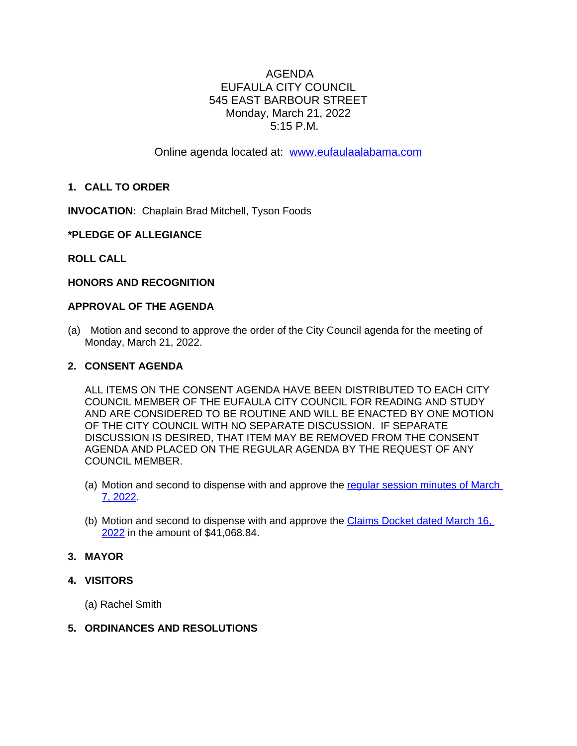# AGENDA
## EUFAULA CITY COUNCIL
## 545 EAST BARBOUR STREET
## Monday, March 21, 2022
## 5:15 P.M.

Online agenda located at: [www.eufaulaalabama.com](www.eufaulaalabama.com)

**1. CALL TO ORDER**

**INVOCATION:** Chaplain Brad Mitchell, Tyson Foods

***PLEDGE OF ALLEGIANCE**

**ROLL CALL**

**HONORS AND RECOGNITION**

**APPROVAL OF THE AGENDA**

(a) Motion and second to approve the order of the City Council agenda for the meeting of Monday, March 21, 2022.

**2. CONSENT AGENDA**

ALL ITEMS ON THE CONSENT AGENDA HAVE BEEN DISTRIBUTED TO EACH CITY COUNCIL MEMBER OF THE EUFAULA CITY COUNCIL FOR READING AND STUDY AND ARE CONSIDERED TO BE ROUTINE AND WILL BE ENACTED BY ONE MOTION OF THE CITY COUNCIL WITH NO SEPARATE DISCUSSION. IF SEPARATE DISCUSSION IS DESIRED, THAT ITEM MAY BE REMOVED FROM THE CONSENT AGENDA AND PLACED ON THE REGULAR AGENDA BY THE REQUEST OF ANY COUNCIL MEMBER.

(a) Motion and second to dispense with and approve the regular session minutes of March 7, 2022.

(b) Motion and second to dispense with and approve the Claims Docket dated March 16, 2022 in the amount of $41,068.84.

**3. MAYOR**

**4. VISITORS**

(a) Rachel Smith

**5. ORDINANCES AND RESOLUTIONS**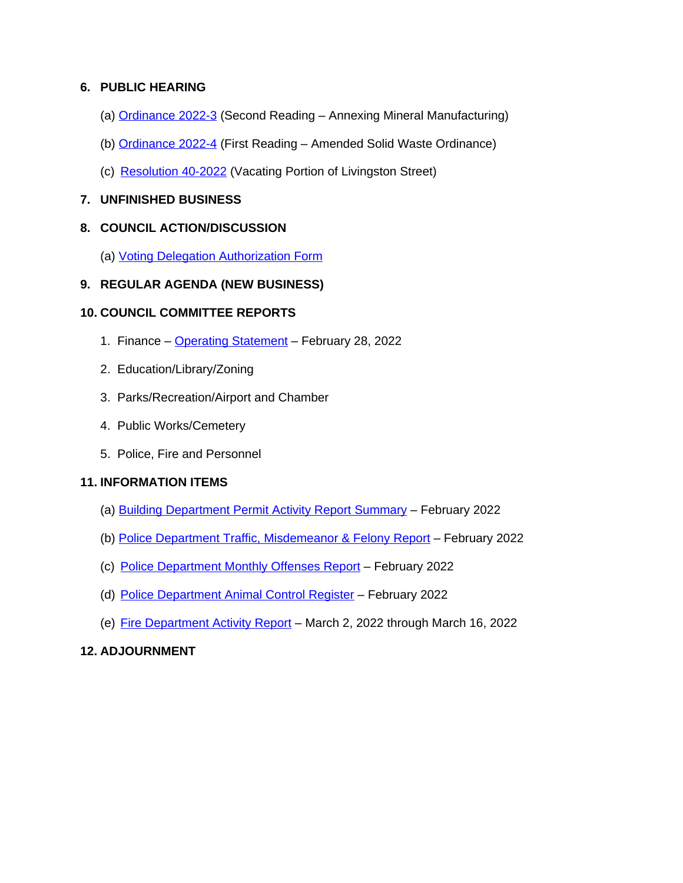**6. PUBLIC HEARING**

(a) Ordinance 2022-3 (Second Reading – Annexing Mineral Manufacturing)

(b) Ordinance 2022-4 (First Reading – Amended Solid Waste Ordinance)

(c) Resolution 40-2022 (Vacating Portion of Livingston Street)

**7. UNFINISHED BUSINESS**

**8. COUNCIL ACTION/DISCUSSION**

(a) Voting Delegation Authorization Form

**9. REGULAR AGENDA (NEW BUSINESS)**

**10. COUNCIL COMMITTEE REPORTS**

1. Finance – Operating Statement – February 28, 2022
2. Education/Library/Zoning
3. Parks/Recreation/Airport and Chamber
4. Public Works/Cemetery
5. Police, Fire and Personnel

**11. INFORMATION ITEMS**

(a) Building Department Permit Activity Report Summary – February 2022

(b) Police Department Traffic, Misdemeanor & Felony Report – February 2022

(c) Police Department Monthly Offenses Report – February 2022

(d) Police Department Animal Control Register – February 2022

(e) Fire Department Activity Report – March 2, 2022 through March 16, 2022

**12. ADJOURNMENT**